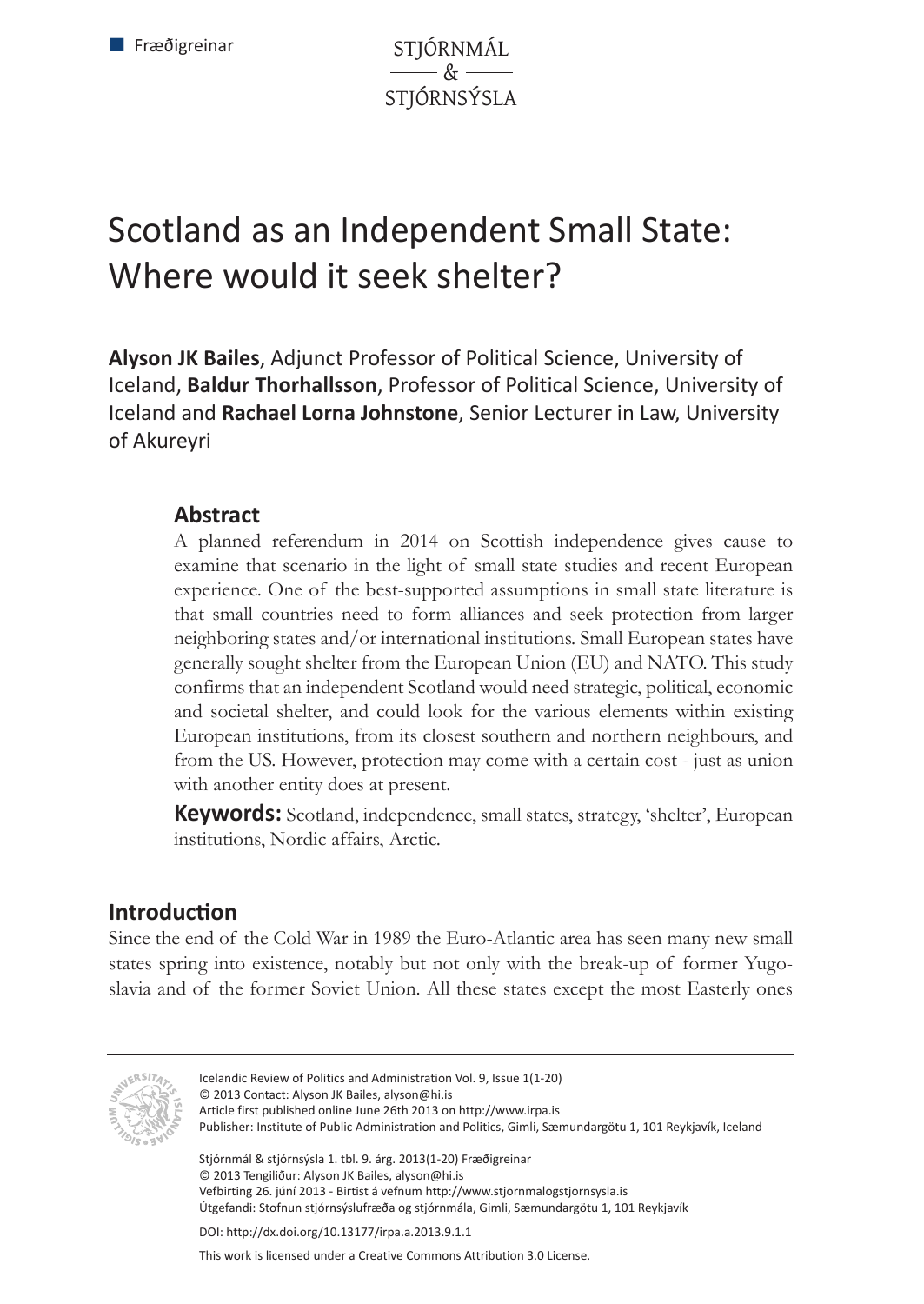# Scotland as an Independent Small State: Where would it seek shelter?

**Alyson JK Bailes**, Adjunct Professor of Political Science, University of Iceland, **Baldur Thorhallsson**, Professor of Political Science, University of Iceland and **Rachael Lorna Johnstone**, Senior Lecturer in Law, University of Akureyri

## Abstract

A planned referendum in 2014 on Scottish independence gives cause to examine that scenario in the light of small state studies and recent European experience. One of the best-supported assumptions in small state literature is that small countries need to form alliances and seek protection from larger neighboring states and/or international institutions. Small European states have generally sought shelter from the European Union (EU) and NATO. This study confirms that an independent Scotland would need strategic, political, economic and societal shelter, and could look for the various elements within existing European institutions, from its closest southern and northern neighbours, and from the US. However, protection may come with a certain cost - just as union with another entity does at present.

**Keywords:** Scotland, independence, small states, strategy, 'shelter', European institutions, Nordic affairs, Arctic.

## Introduction

Since the end of the Cold War in 1989 the Euro-Atlantic area has seen many new small states spring into existence, notably but not only with the break-up of former Yugoslavia and of the former Soviet Union. All these states except the most Easterly ones

Icelandic Review of Politics and Administration Vol. 9, Issue 1(1-20)
© 2013 Contact: Alyson JK Bailes, alyson@hi.is
Article first published online June 26th 2013 on http://www.irpa.is
Publisher: Institute of Public Administration and Politics, Gimli, Sæmundargötu 1, 101 Reykjavík, Iceland

Stjórnmál & stjórnsýsla 1. tbl. 9. árg. 2013(1-20) Fræðigreinar
© 2013 Tengiliður: Alyson JK Bailes, alyson@hi.is
Vefbirting 26. júní 2013 - Birtist á vefnum http://www.stjornmalogstjornsysla.is
Útgefandi: Stofnun stjórnsýslufræða og stjórnmála, Gimli, Sæmundargötu 1, 101 Reykjavík

DOI: http://dx.doi.org/10.13177/irpa.a.2013.9.1.1

This work is licensed under a Creative Commons Attribution 3.0 License.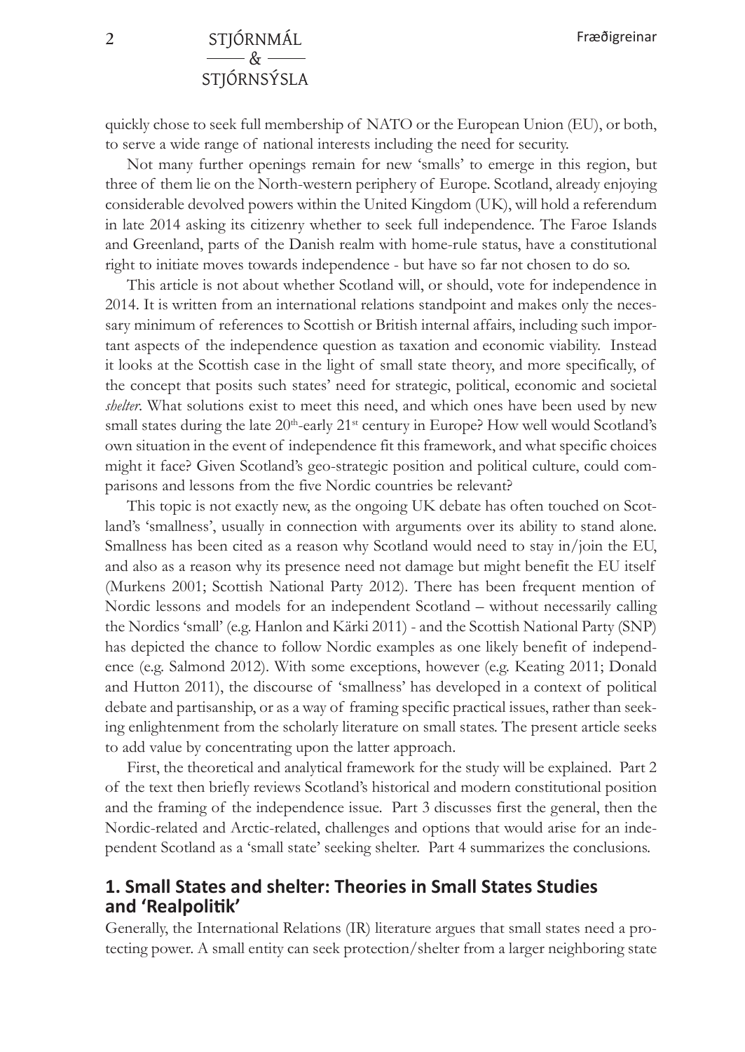quickly chose to seek full membership of NATO or the European Union (EU), or both, to serve a wide range of national interests including the need for security.

Not many further openings remain for new 'smalls' to emerge in this region, but three of them lie on the North-western periphery of Europe. Scotland, already enjoying considerable devolved powers within the United Kingdom (UK), will hold a referendum in late 2014 asking its citizenry whether to seek full independence. The Faroe Islands and Greenland, parts of the Danish realm with home-rule status, have a constitutional right to initiate moves towards independence - but have so far not chosen to do so.

This article is not about whether Scotland will, or should, vote for independence in 2014. It is written from an international relations standpoint and makes only the necessary minimum of references to Scottish or British internal affairs, including such important aspects of the independence question as taxation and economic viability. Instead it looks at the Scottish case in the light of small state theory, and more specifically, of the concept that posits such states' need for strategic, political, economic and societal *shelter*. What solutions exist to meet this need, and which ones have been used by new small states during the late 20th-early 21st century in Europe? How well would Scotland's own situation in the event of independence fit this framework, and what specific choices might it face? Given Scotland's geo-strategic position and political culture, could comparisons and lessons from the five Nordic countries be relevant?

This topic is not exactly new, as the ongoing UK debate has often touched on Scotland's 'smallness', usually in connection with arguments over its ability to stand alone. Smallness has been cited as a reason why Scotland would need to stay in/join the EU, and also as a reason why its presence need not damage but might benefit the EU itself (Murkens 2001; Scottish National Party 2012). There has been frequent mention of Nordic lessons and models for an independent Scotland – without necessarily calling the Nordics 'small' (e.g. Hanlon and Kärki 2011) - and the Scottish National Party (SNP) has depicted the chance to follow Nordic examples as one likely benefit of independence (e.g. Salmond 2012). With some exceptions, however (e.g. Keating 2011; Donald and Hutton 2011), the discourse of 'smallness' has developed in a context of political debate and partisanship, or as a way of framing specific practical issues, rather than seeking enlightenment from the scholarly literature on small states. The present article seeks to add value by concentrating upon the latter approach.

First, the theoretical and analytical framework for the study will be explained. Part 2 of the text then briefly reviews Scotland's historical and modern constitutional position and the framing of the independence issue. Part 3 discusses first the general, then the Nordic-related and Arctic-related, challenges and options that would arise for an independent Scotland as a 'small state' seeking shelter. Part 4 summarizes the conclusions.

## 1. Small States and shelter: Theories in Small States Studies and 'Realpolitik'

Generally, the International Relations (IR) literature argues that small states need a protecting power. A small entity can seek protection/shelter from a larger neighboring state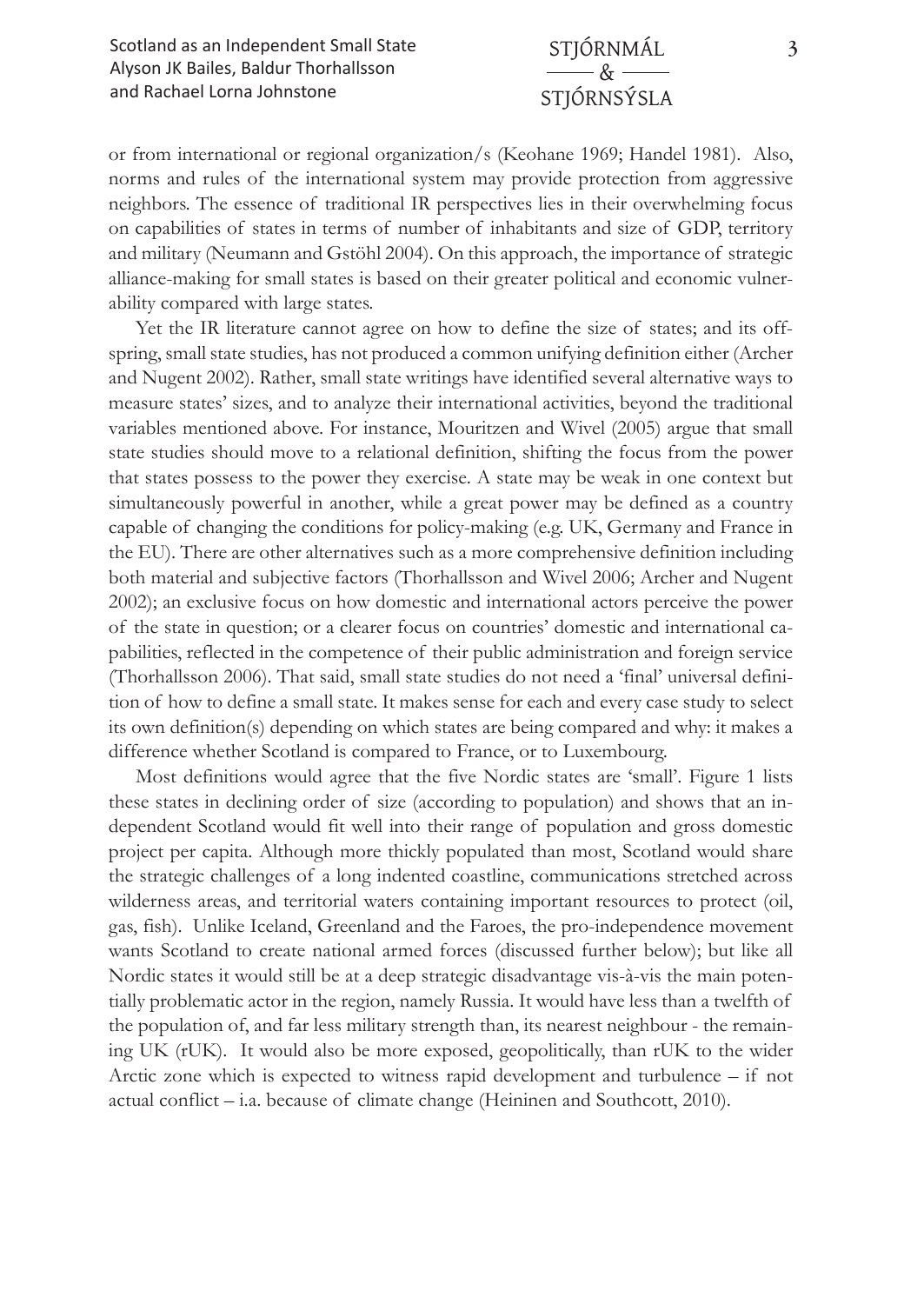or from international or regional organization/s (Keohane 1969; Handel 1981). Also, norms and rules of the international system may provide protection from aggressive neighbors. The essence of traditional IR perspectives lies in their overwhelming focus on capabilities of states in terms of number of inhabitants and size of GDP, territory and military (Neumann and Gstöhl 2004). On this approach, the importance of strategic alliance-making for small states is based on their greater political and economic vulnerability compared with large states.

Yet the IR literature cannot agree on how to define the size of states; and its offspring, small state studies, has not produced a common unifying definition either (Archer and Nugent 2002). Rather, small state writings have identified several alternative ways to measure states' sizes, and to analyze their international activities, beyond the traditional variables mentioned above. For instance, Mouritzen and Wivel (2005) argue that small state studies should move to a relational definition, shifting the focus from the power that states possess to the power they exercise. A state may be weak in one context but simultaneously powerful in another, while a great power may be defined as a country capable of changing the conditions for policy-making (e.g. UK, Germany and France in the EU). There are other alternatives such as a more comprehensive definition including both material and subjective factors (Thorhallsson and Wivel 2006; Archer and Nugent 2002); an exclusive focus on how domestic and international actors perceive the power of the state in question; or a clearer focus on countries' domestic and international capabilities, reflected in the competence of their public administration and foreign service (Thorhallsson 2006). That said, small state studies do not need a 'final' universal definition of how to define a small state. It makes sense for each and every case study to select its own definition(s) depending on which states are being compared and why: it makes a difference whether Scotland is compared to France, or to Luxembourg.

Most definitions would agree that the five Nordic states are 'small'. Figure 1 lists these states in declining order of size (according to population) and shows that an independent Scotland would fit well into their range of population and gross domestic project per capita. Although more thickly populated than most, Scotland would share the strategic challenges of a long indented coastline, communications stretched across wilderness areas, and territorial waters containing important resources to protect (oil, gas, fish). Unlike Iceland, Greenland and the Faroes, the pro-independence movement wants Scotland to create national armed forces (discussed further below); but like all Nordic states it would still be at a deep strategic disadvantage vis-à-vis the main potentially problematic actor in the region, namely Russia. It would have less than a twelfth of the population of, and far less military strength than, its nearest neighbour - the remaining UK (rUK). It would also be more exposed, geopolitically, than rUK to the wider Arctic zone which is expected to witness rapid development and turbulence – if not actual conflict – i.a. because of climate change (Heininen and Southcott, 2010).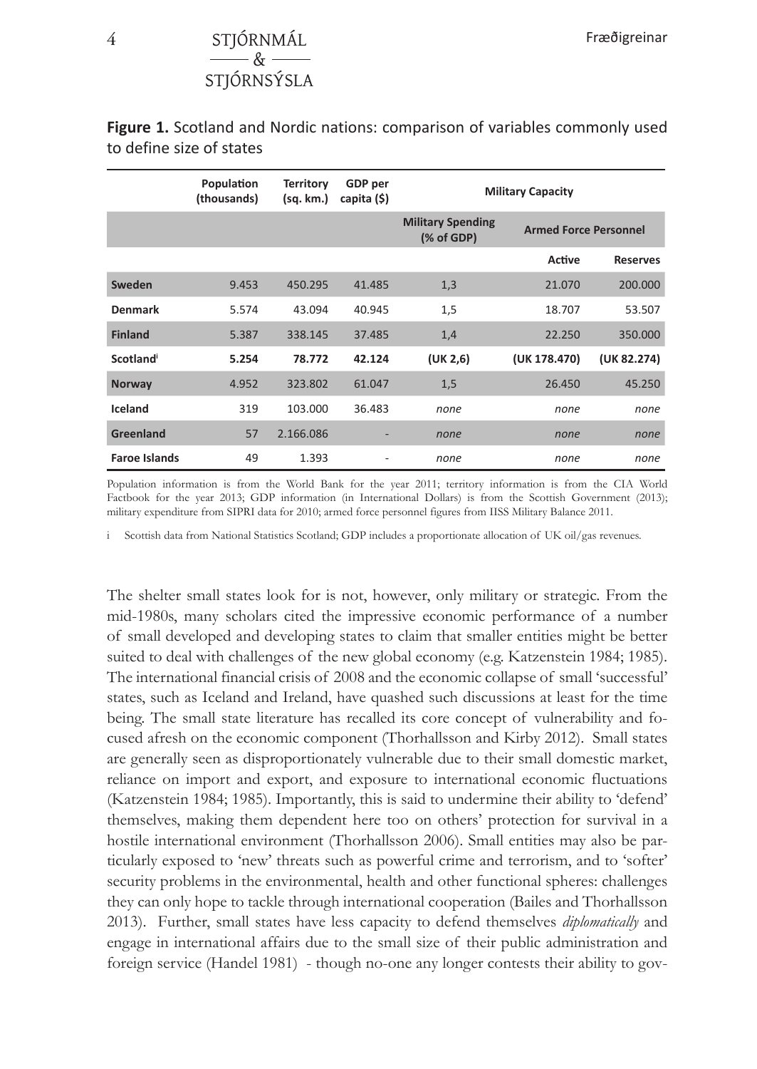**Figure 1.** Scotland and Nordic nations: comparison of variables commonly used to define size of states

| | Population (thousands) | Territory (sq. km.) | GDP per capita ($) | Military Capacity | | |
|---|---|---|---|---|---|---|
| | | | | Military Spending (% of GDP) | Armed Force Personnel | |
| | | | | | Active | Reserves |
| **Sweden** | 9.453 | 450.295 | 41.485 | 1,3 | 21.070 | 200.000 |
| **Denmark** | 5.574 | 43.094 | 40.945 | 1,5 | 18.707 | 53.507 |
| **Finland** | 5.387 | 338.145 | 37.485 | 1,4 | 22.250 | 350.000 |
| **Scotland**[i] | **5.254** | **78.772** | **42.124** | **(UK 2,6)** | **(UK 178.470)** | **(UK 82.274)** |
| **Norway** | 4.952 | 323.802 | 61.047 | 1,5 | 26.450 | 45.250 |
| **Iceland** | 319 | 103.000 | 36.483 | *none* | *none* | *none* |
| **Greenland** | 57 | 2.166.086 | - | *none* | *none* | *none* |
| **Faroe Islands** | 49 | 1.393 | - | *none* | *none* | *none* |

Population information is from the World Bank for the year 2011; territory information is from the CIA World Factbook for the year 2013; GDP information (in International Dollars) is from the Scottish Government (2013); military expenditure from SIPRI data for 2010; armed force personnel figures from IISS Military Balance 2011.

i Scottish data from National Statistics Scotland; GDP includes a proportionate allocation of UK oil/gas revenues.

The shelter small states look for is not, however, only military or strategic. From the mid-1980s, many scholars cited the impressive economic performance of a number of small developed and developing states to claim that smaller entities might be better suited to deal with challenges of the new global economy (e.g. Katzenstein 1984; 1985). The international financial crisis of 2008 and the economic collapse of small 'successful' states, such as Iceland and Ireland, have quashed such discussions at least for the time being. The small state literature has recalled its core concept of vulnerability and focused afresh on the economic component (Thorhallsson and Kirby 2012). Small states are generally seen as disproportionately vulnerable due to their small domestic market, reliance on import and export, and exposure to international economic fluctuations (Katzenstein 1984; 1985). Importantly, this is said to undermine their ability to 'defend' themselves, making them dependent here too on others' protection for survival in a hostile international environment (Thorhallsson 2006). Small entities may also be particularly exposed to 'new' threats such as powerful crime and terrorism, and to 'softer' security problems in the environmental, health and other functional spheres: challenges they can only hope to tackle through international cooperation (Bailes and Thorhallsson 2013). Further, small states have less capacity to defend themselves *diplomatically* and engage in international affairs due to the small size of their public administration and foreign service (Handel 1981) - though no-one any longer contests their ability to gov-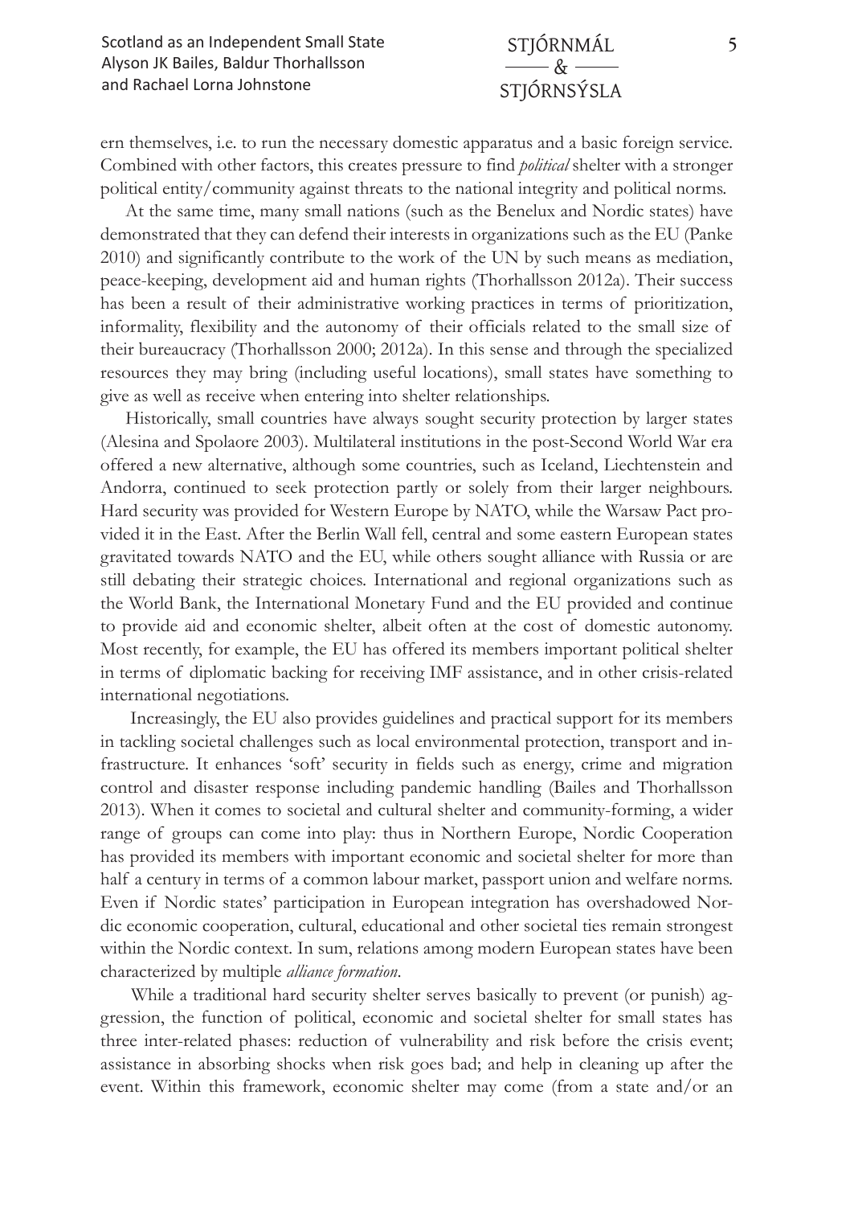ern themselves, i.e. to run the necessary domestic apparatus and a basic foreign service. Combined with other factors, this creates pressure to find *political* shelter with a stronger political entity/community against threats to the national integrity and political norms.

At the same time, many small nations (such as the Benelux and Nordic states) have demonstrated that they can defend their interests in organizations such as the EU (Panke 2010) and significantly contribute to the work of the UN by such means as mediation, peace-keeping, development aid and human rights (Thorhallsson 2012a). Their success has been a result of their administrative working practices in terms of prioritization, informality, flexibility and the autonomy of their officials related to the small size of their bureaucracy (Thorhallsson 2000; 2012a). In this sense and through the specialized resources they may bring (including useful locations), small states have something to give as well as receive when entering into shelter relationships.

Historically, small countries have always sought security protection by larger states (Alesina and Spolaore 2003). Multilateral institutions in the post-Second World War era offered a new alternative, although some countries, such as Iceland, Liechtenstein and Andorra, continued to seek protection partly or solely from their larger neighbours. Hard security was provided for Western Europe by NATO, while the Warsaw Pact provided it in the East. After the Berlin Wall fell, central and some eastern European states gravitated towards NATO and the EU, while others sought alliance with Russia or are still debating their strategic choices. International and regional organizations such as the World Bank, the International Monetary Fund and the EU provided and continue to provide aid and economic shelter, albeit often at the cost of domestic autonomy. Most recently, for example, the EU has offered its members important political shelter in terms of diplomatic backing for receiving IMF assistance, and in other crisis-related international negotiations.

Increasingly, the EU also provides guidelines and practical support for its members in tackling societal challenges such as local environmental protection, transport and infrastructure. It enhances 'soft' security in fields such as energy, crime and migration control and disaster response including pandemic handling (Bailes and Thorhallsson 2013). When it comes to societal and cultural shelter and community-forming, a wider range of groups can come into play: thus in Northern Europe, Nordic Cooperation has provided its members with important economic and societal shelter for more than half a century in terms of a common labour market, passport union and welfare norms. Even if Nordic states' participation in European integration has overshadowed Nordic economic cooperation, cultural, educational and other societal ties remain strongest within the Nordic context. In sum, relations among modern European states have been characterized by multiple *alliance formation*.

While a traditional hard security shelter serves basically to prevent (or punish) aggression, the function of political, economic and societal shelter for small states has three inter-related phases: reduction of vulnerability and risk before the crisis event; assistance in absorbing shocks when risk goes bad; and help in cleaning up after the event. Within this framework, economic shelter may come (from a state and/or an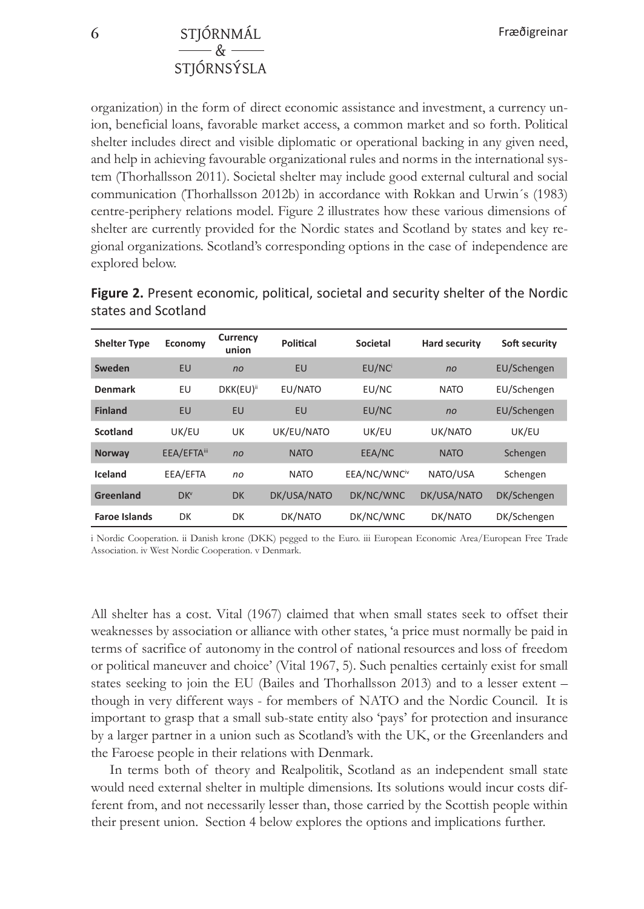organization) in the form of direct economic assistance and investment, a currency union, beneficial loans, favorable market access, a common market and so forth. Political shelter includes direct and visible diplomatic or operational backing in any given need, and help in achieving favourable organizational rules and norms in the international system (Thorhallsson 2011). Societal shelter may include good external cultural and social communication (Thorhallsson 2012b) in accordance with Rokkan and Urwin´s (1983) centre-periphery relations model. Figure 2 illustrates how these various dimensions of shelter are currently provided for the Nordic states and Scotland by states and key regional organizations. Scotland's corresponding options in the case of independence are explored below.

**Figure 2.** Present economic, political, societal and security shelter of the Nordic states and Scotland

| Shelter Type | Economy | Currency union | Political | Societal | Hard security | Soft security |
|---|---|---|---|---|---|---|
| **Sweden** | EU | *no* | EU | EU/NC[i] | *no* | EU/Schengen |
| **Denmark** | EU | DKK(EU)[ii] | EU/NATO | EU/NC | NATO | EU/Schengen |
| **Finland** | EU | EU | EU | EU/NC | *no* | EU/Schengen |
| **Scotland** | UK/EU | UK | UK/EU/NATO | UK/EU | UK/NATO | UK/EU |
| **Norway** | EEA/EFTA[iii] | *no* | NATO | EEA/NC | NATO | Schengen |
| **Iceland** | EEA/EFTA | *no* | NATO | EEA/NC/WNC[iv] | NATO/USA | Schengen |
| **Greenland** | DK[v] | DK | DK/USA/NATO | DK/NC/WNC | DK/USA/NATO | DK/Schengen |
| **Faroe Islands** | DK | DK | DK/NATO | DK/NC/WNC | DK/NATO | DK/Schengen |

i Nordic Cooperation. ii Danish krone (DKK) pegged to the Euro. iii European Economic Area/European Free Trade Association. iv West Nordic Cooperation. v Denmark.

All shelter has a cost. Vital (1967) claimed that when small states seek to offset their weaknesses by association or alliance with other states, 'a price must normally be paid in terms of sacrifice of autonomy in the control of national resources and loss of freedom or political maneuver and choice' (Vital 1967, 5). Such penalties certainly exist for small states seeking to join the EU (Bailes and Thorhallsson 2013) and to a lesser extent – though in very different ways - for members of NATO and the Nordic Council. It is important to grasp that a small sub-state entity also 'pays' for protection and insurance by a larger partner in a union such as Scotland's with the UK, or the Greenlanders and the Faroese people in their relations with Denmark.

In terms both of theory and Realpolitik, Scotland as an independent small state would need external shelter in multiple dimensions. Its solutions would incur costs different from, and not necessarily lesser than, those carried by the Scottish people within their present union. Section 4 below explores the options and implications further.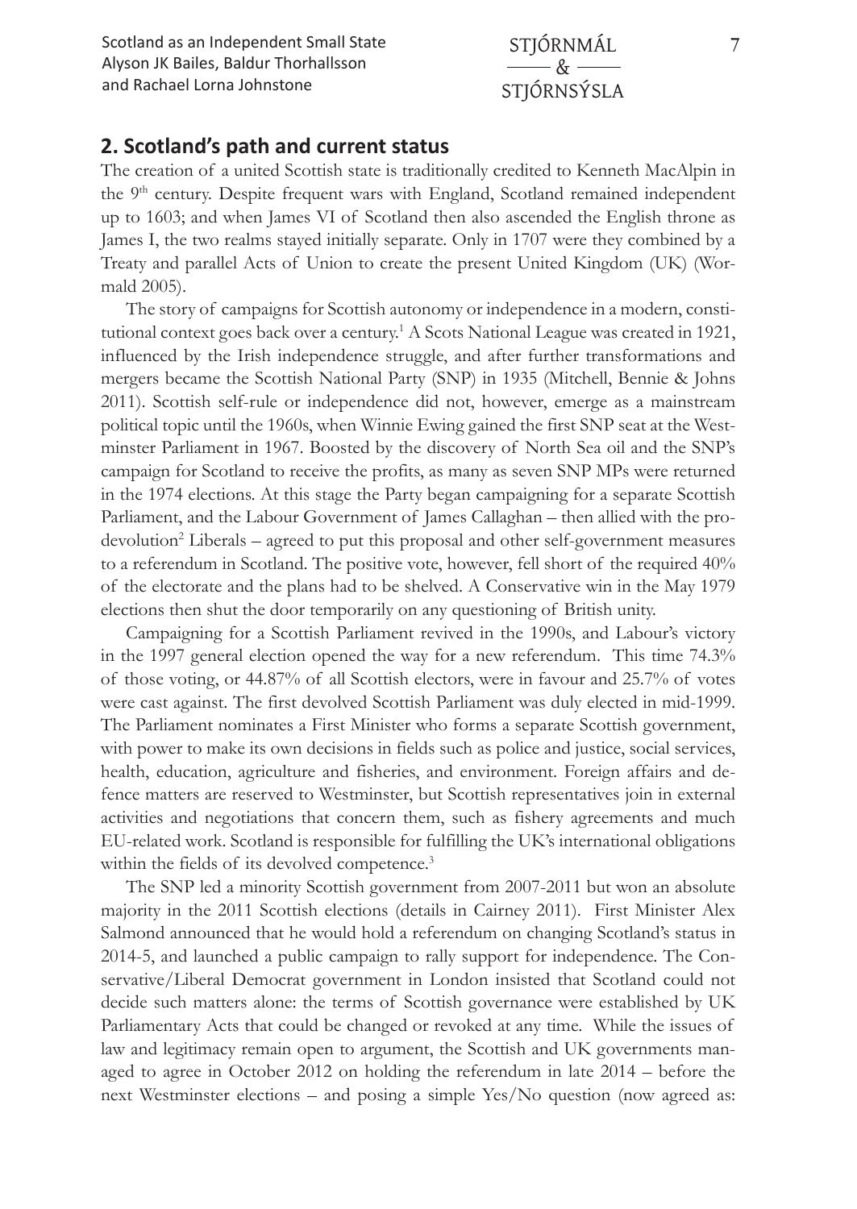## 2. Scotland's path and current status

The creation of a united Scottish state is traditionally credited to Kenneth MacAlpin in the 9th century. Despite frequent wars with England, Scotland remained independent up to 1603; and when James VI of Scotland then also ascended the English throne as James I, the two realms stayed initially separate. Only in 1707 were they combined by a Treaty and parallel Acts of Union to create the present United Kingdom (UK) (Wormald 2005).

The story of campaigns for Scottish autonomy or independence in a modern, constitutional context goes back over a century.[1] A Scots National League was created in 1921, influenced by the Irish independence struggle, and after further transformations and mergers became the Scottish National Party (SNP) in 1935 (Mitchell, Bennie & Johns 2011). Scottish self-rule or independence did not, however, emerge as a mainstream political topic until the 1960s, when Winnie Ewing gained the first SNP seat at the Westminster Parliament in 1967. Boosted by the discovery of North Sea oil and the SNP's campaign for Scotland to receive the profits, as many as seven SNP MPs were returned in the 1974 elections. At this stage the Party began campaigning for a separate Scottish Parliament, and the Labour Government of James Callaghan – then allied with the pro-devolution[2] Liberals – agreed to put this proposal and other self-government measures to a referendum in Scotland. The positive vote, however, fell short of the required 40% of the electorate and the plans had to be shelved. A Conservative win in the May 1979 elections then shut the door temporarily on any questioning of British unity.

Campaigning for a Scottish Parliament revived in the 1990s, and Labour's victory in the 1997 general election opened the way for a new referendum. This time 74.3% of those voting, or 44.87% of all Scottish electors, were in favour and 25.7% of votes were cast against. The first devolved Scottish Parliament was duly elected in mid-1999. The Parliament nominates a First Minister who forms a separate Scottish government, with power to make its own decisions in fields such as police and justice, social services, health, education, agriculture and fisheries, and environment. Foreign affairs and defence matters are reserved to Westminster, but Scottish representatives join in external activities and negotiations that concern them, such as fishery agreements and much EU-related work. Scotland is responsible for fulfilling the UK's international obligations within the fields of its devolved competence.[3]

The SNP led a minority Scottish government from 2007-2011 but won an absolute majority in the 2011 Scottish elections (details in Cairney 2011). First Minister Alex Salmond announced that he would hold a referendum on changing Scotland's status in 2014-5, and launched a public campaign to rally support for independence. The Conservative/Liberal Democrat government in London insisted that Scotland could not decide such matters alone: the terms of Scottish governance were established by UK Parliamentary Acts that could be changed or revoked at any time. While the issues of law and legitimacy remain open to argument, the Scottish and UK governments managed to agree in October 2012 on holding the referendum in late 2014 – before the next Westminster elections – and posing a simple Yes/No question (now agreed as: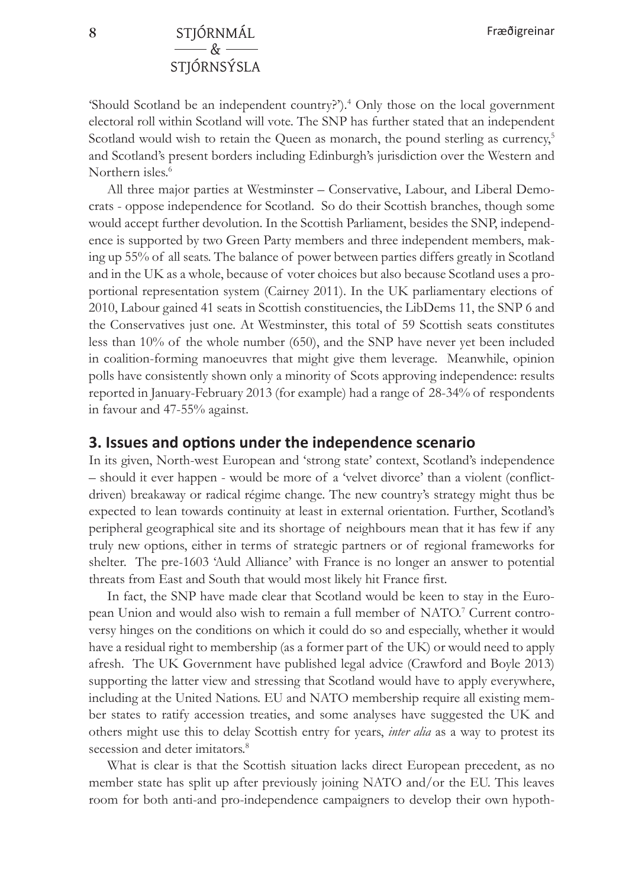'Should Scotland be an independent country?').[4] Only those on the local government electoral roll within Scotland will vote. The SNP has further stated that an independent Scotland would wish to retain the Queen as monarch, the pound sterling as currency,[5] and Scotland's present borders including Edinburgh's jurisdiction over the Western and Northern isles.[6]

All three major parties at Westminster – Conservative, Labour, and Liberal Democrats - oppose independence for Scotland. So do their Scottish branches, though some would accept further devolution. In the Scottish Parliament, besides the SNP, independence is supported by two Green Party members and three independent members, making up 55% of all seats. The balance of power between parties differs greatly in Scotland and in the UK as a whole, because of voter choices but also because Scotland uses a proportional representation system (Cairney 2011). In the UK parliamentary elections of 2010, Labour gained 41 seats in Scottish constituencies, the LibDems 11, the SNP 6 and the Conservatives just one. At Westminster, this total of 59 Scottish seats constitutes less than 10% of the whole number (650), and the SNP have never yet been included in coalition-forming manoeuvres that might give them leverage. Meanwhile, opinion polls have consistently shown only a minority of Scots approving independence: results reported in January-February 2013 (for example) had a range of 28-34% of respondents in favour and 47-55% against.

## 3. Issues and options under the independence scenario

In its given, North-west European and 'strong state' context, Scotland's independence – should it ever happen - would be more of a 'velvet divorce' than a violent (conflict-driven) breakaway or radical régime change. The new country's strategy might thus be expected to lean towards continuity at least in external orientation. Further, Scotland's peripheral geographical site and its shortage of neighbours mean that it has few if any truly new options, either in terms of strategic partners or of regional frameworks for shelter. The pre-1603 'Auld Alliance' with France is no longer an answer to potential threats from East and South that would most likely hit France first.

In fact, the SNP have made clear that Scotland would be keen to stay in the European Union and would also wish to remain a full member of NATO.[7] Current controversy hinges on the conditions on which it could do so and especially, whether it would have a residual right to membership (as a former part of the UK) or would need to apply afresh. The UK Government have published legal advice (Crawford and Boyle 2013) supporting the latter view and stressing that Scotland would have to apply everywhere, including at the United Nations. EU and NATO membership require all existing member states to ratify accession treaties, and some analyses have suggested the UK and others might use this to delay Scottish entry for years, *inter alia* as a way to protest its secession and deter imitators.[8]

What is clear is that the Scottish situation lacks direct European precedent, as no member state has split up after previously joining NATO and/or the EU. This leaves room for both anti-and pro-independence campaigners to develop their own hypoth-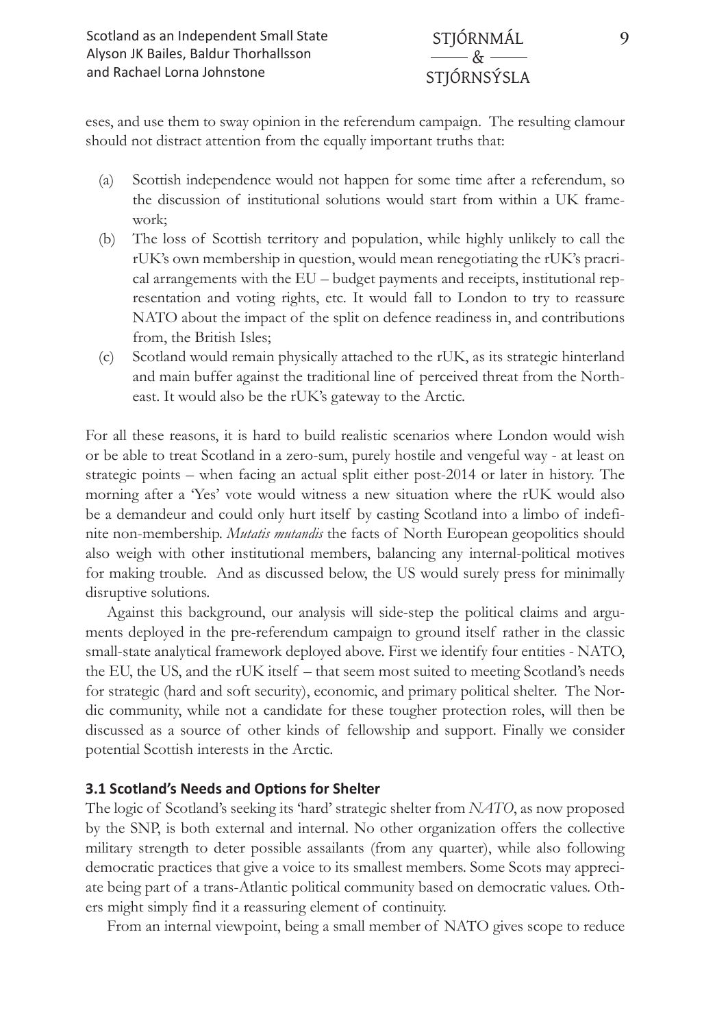eses, and use them to sway opinion in the referendum campaign. The resulting clamour should not distract attention from the equally important truths that:

(a) Scottish independence would not happen for some time after a referendum, so the discussion of institutional solutions would start from within a UK framework;

(b) The loss of Scottish territory and population, while highly unlikely to call the rUK's own membership in question, would mean renegotiating the rUK's pracrical arrangements with the EU – budget payments and receipts, institutional representation and voting rights, etc. It would fall to London to try to reassure NATO about the impact of the split on defence readiness in, and contributions from, the British Isles;

(c) Scotland would remain physically attached to the rUK, as its strategic hinterland and main buffer against the traditional line of perceived threat from the Northeast. It would also be the rUK's gateway to the Arctic.

For all these reasons, it is hard to build realistic scenarios where London would wish or be able to treat Scotland in a zero-sum, purely hostile and vengeful way - at least on strategic points – when facing an actual split either post-2014 or later in history. The morning after a 'Yes' vote would witness a new situation where the rUK would also be a demandeur and could only hurt itself by casting Scotland into a limbo of indefinite non-membership. *Mutatis mutandis* the facts of North European geopolitics should also weigh with other institutional members, balancing any internal-political motives for making trouble. And as discussed below, the US would surely press for minimally disruptive solutions.

Against this background, our analysis will side-step the political claims and arguments deployed in the pre-referendum campaign to ground itself rather in the classic small-state analytical framework deployed above. First we identify four entities - NATO, the EU, the US, and the rUK itself – that seem most suited to meeting Scotland's needs for strategic (hard and soft security), economic, and primary political shelter. The Nordic community, while not a candidate for these tougher protection roles, will then be discussed as a source of other kinds of fellowship and support. Finally we consider potential Scottish interests in the Arctic.

### 3.1 Scotland's Needs and Options for Shelter

The logic of Scotland's seeking its 'hard' strategic shelter from *NATO*, as now proposed by the SNP, is both external and internal. No other organization offers the collective military strength to deter possible assailants (from any quarter), while also following democratic practices that give a voice to its smallest members. Some Scots may appreciate being part of a trans-Atlantic political community based on democratic values. Others might simply find it a reassuring element of continuity.

From an internal viewpoint, being a small member of NATO gives scope to reduce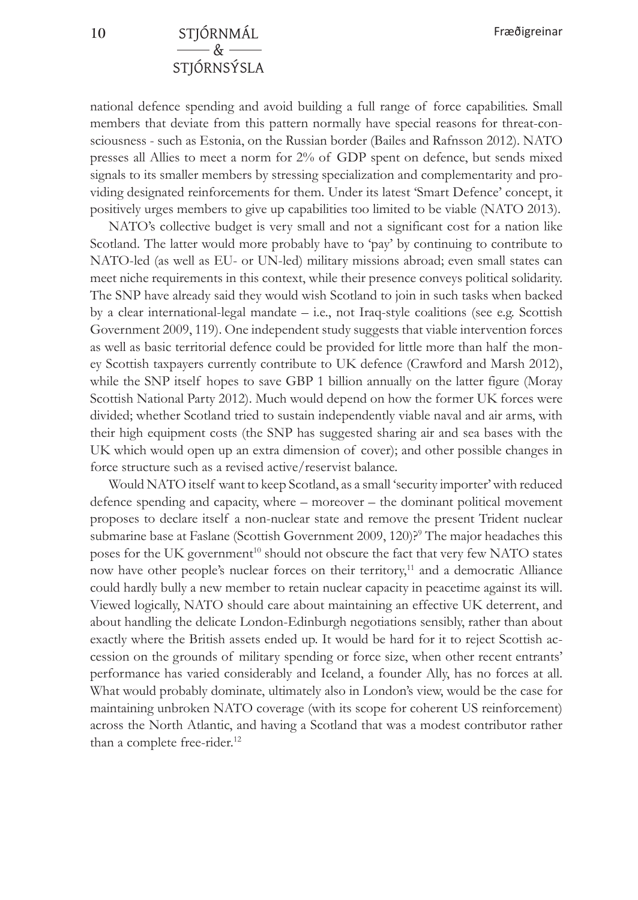national defence spending and avoid building a full range of force capabilities. Small members that deviate from this pattern normally have special reasons for threat-consciousness - such as Estonia, on the Russian border (Bailes and Rafnsson 2012). NATO presses all Allies to meet a norm for 2% of GDP spent on defence, but sends mixed signals to its smaller members by stressing specialization and complementarity and providing designated reinforcements for them. Under its latest 'Smart Defence' concept, it positively urges members to give up capabilities too limited to be viable (NATO 2013).

NATO's collective budget is very small and not a significant cost for a nation like Scotland. The latter would more probably have to 'pay' by continuing to contribute to NATO-led (as well as EU- or UN-led) military missions abroad; even small states can meet niche requirements in this context, while their presence conveys political solidarity. The SNP have already said they would wish Scotland to join in such tasks when backed by a clear international-legal mandate – i.e., not Iraq-style coalitions (see e.g. Scottish Government 2009, 119). One independent study suggests that viable intervention forces as well as basic territorial defence could be provided for little more than half the money Scottish taxpayers currently contribute to UK defence (Crawford and Marsh 2012), while the SNP itself hopes to save GBP 1 billion annually on the latter figure (Moray Scottish National Party 2012). Much would depend on how the former UK forces were divided; whether Scotland tried to sustain independently viable naval and air arms, with their high equipment costs (the SNP has suggested sharing air and sea bases with the UK which would open up an extra dimension of cover); and other possible changes in force structure such as a revised active/reservist balance.

Would NATO itself want to keep Scotland, as a small 'security importer' with reduced defence spending and capacity, where – moreover – the dominant political movement proposes to declare itself a non-nuclear state and remove the present Trident nuclear submarine base at Faslane (Scottish Government 2009, 120)?[9] The major headaches this poses for the UK government[10] should not obscure the fact that very few NATO states now have other people's nuclear forces on their territory,[11] and a democratic Alliance could hardly bully a new member to retain nuclear capacity in peacetime against its will. Viewed logically, NATO should care about maintaining an effective UK deterrent, and about handling the delicate London-Edinburgh negotiations sensibly, rather than about exactly where the British assets ended up. It would be hard for it to reject Scottish accession on the grounds of military spending or force size, when other recent entrants' performance has varied considerably and Iceland, a founder Ally, has no forces at all. What would probably dominate, ultimately also in London's view, would be the case for maintaining unbroken NATO coverage (with its scope for coherent US reinforcement) across the North Atlantic, and having a Scotland that was a modest contributor rather than a complete free-rider.[12]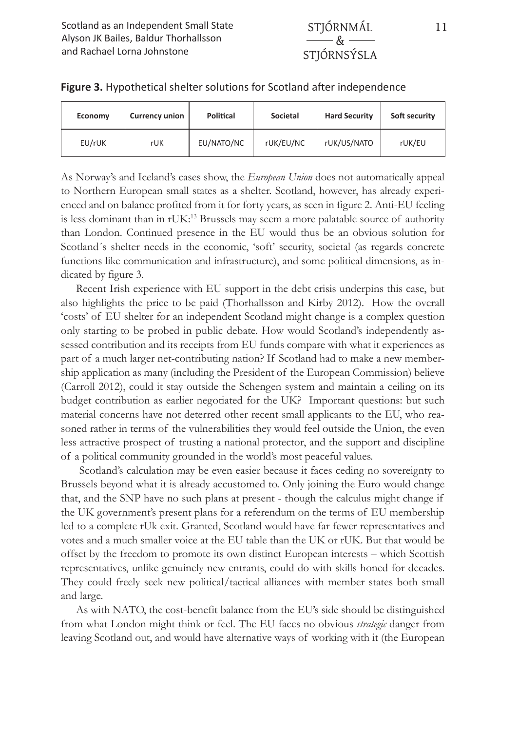**Figure 3.** Hypothetical shelter solutions for Scotland after independence

| Economy | Currency union | Political | Societal | Hard Security | Soft security |
|---|---|---|---|---|---|
| EU/rUK | rUK | EU/NATO/NC | rUK/EU/NC | rUK/US/NATO | rUK/EU |

As Norway's and Iceland's cases show, the *European Union* does not automatically appeal to Northern European small states as a shelter. Scotland, however, has already experienced and on balance profited from it for forty years, as seen in figure 2. Anti-EU feeling is less dominant than in rUK:[13] Brussels may seem a more palatable source of authority than London. Continued presence in the EU would thus be an obvious solution for Scotland´s shelter needs in the economic, 'soft' security, societal (as regards concrete functions like communication and infrastructure), and some political dimensions, as indicated by figure 3.

Recent Irish experience with EU support in the debt crisis underpins this case, but also highlights the price to be paid (Thorhallsson and Kirby 2012). How the overall 'costs' of EU shelter for an independent Scotland might change is a complex question only starting to be probed in public debate. How would Scotland's independently assessed contribution and its receipts from EU funds compare with what it experiences as part of a much larger net-contributing nation? If Scotland had to make a new membership application as many (including the President of the European Commission) believe (Carroll 2012), could it stay outside the Schengen system and maintain a ceiling on its budget contribution as earlier negotiated for the UK? Important questions: but such material concerns have not deterred other recent small applicants to the EU, who reasoned rather in terms of the vulnerabilities they would feel outside the Union, the even less attractive prospect of trusting a national protector, and the support and discipline of a political community grounded in the world's most peaceful values.

Scotland's calculation may be even easier because it faces ceding no sovereignty to Brussels beyond what it is already accustomed to. Only joining the Euro would change that, and the SNP have no such plans at present - though the calculus might change if the UK government's present plans for a referendum on the terms of EU membership led to a complete rUk exit. Granted, Scotland would have far fewer representatives and votes and a much smaller voice at the EU table than the UK or rUK. But that would be offset by the freedom to promote its own distinct European interests – which Scottish representatives, unlike genuinely new entrants, could do with skills honed for decades. They could freely seek new political/tactical alliances with member states both small and large.

As with NATO, the cost-benefit balance from the EU's side should be distinguished from what London might think or feel. The EU faces no obvious *strategic* danger from leaving Scotland out, and would have alternative ways of working with it (the European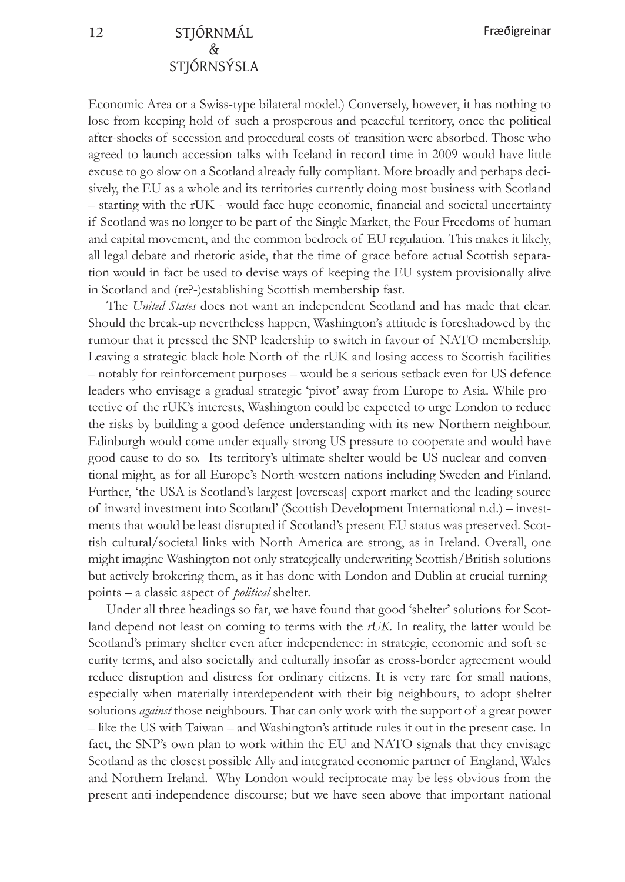Economic Area or a Swiss-type bilateral model.) Conversely, however, it has nothing to lose from keeping hold of such a prosperous and peaceful territory, once the political after-shocks of secession and procedural costs of transition were absorbed. Those who agreed to launch accession talks with Iceland in record time in 2009 would have little excuse to go slow on a Scotland already fully compliant. More broadly and perhaps decisively, the EU as a whole and its territories currently doing most business with Scotland – starting with the rUK - would face huge economic, financial and societal uncertainty if Scotland was no longer to be part of the Single Market, the Four Freedoms of human and capital movement, and the common bedrock of EU regulation. This makes it likely, all legal debate and rhetoric aside, that the time of grace before actual Scottish separation would in fact be used to devise ways of keeping the EU system provisionally alive in Scotland and (re?-)establishing Scottish membership fast.

The *United States* does not want an independent Scotland and has made that clear. Should the break-up nevertheless happen, Washington's attitude is foreshadowed by the rumour that it pressed the SNP leadership to switch in favour of NATO membership. Leaving a strategic black hole North of the rUK and losing access to Scottish facilities – notably for reinforcement purposes – would be a serious setback even for US defence leaders who envisage a gradual strategic 'pivot' away from Europe to Asia. While protective of the rUK's interests, Washington could be expected to urge London to reduce the risks by building a good defence understanding with its new Northern neighbour. Edinburgh would come under equally strong US pressure to cooperate and would have good cause to do so. Its territory's ultimate shelter would be US nuclear and conventional might, as for all Europe's North-western nations including Sweden and Finland. Further, 'the USA is Scotland's largest [overseas] export market and the leading source of inward investment into Scotland' (Scottish Development International n.d.) – investments that would be least disrupted if Scotland's present EU status was preserved. Scottish cultural/societal links with North America are strong, as in Ireland. Overall, one might imagine Washington not only strategically underwriting Scottish/British solutions but actively brokering them, as it has done with London and Dublin at crucial turning-points – a classic aspect of *political* shelter.

Under all three headings so far, we have found that good 'shelter' solutions for Scotland depend not least on coming to terms with the *rUK*. In reality, the latter would be Scotland's primary shelter even after independence: in strategic, economic and soft-security terms, and also societally and culturally insofar as cross-border agreement would reduce disruption and distress for ordinary citizens. It is very rare for small nations, especially when materially interdependent with their big neighbours, to adopt shelter solutions *against* those neighbours. That can only work with the support of a great power – like the US with Taiwan – and Washington's attitude rules it out in the present case. In fact, the SNP's own plan to work within the EU and NATO signals that they envisage Scotland as the closest possible Ally and integrated economic partner of England, Wales and Northern Ireland. Why London would reciprocate may be less obvious from the present anti-independence discourse; but we have seen above that important national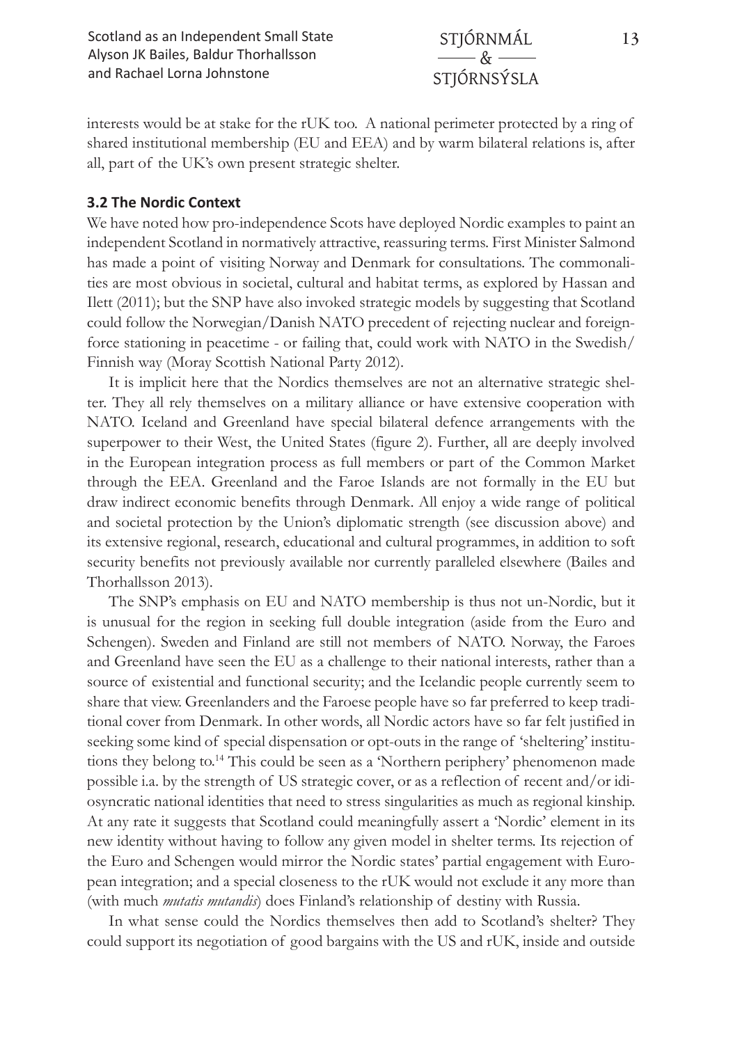interests would be at stake for the rUK too. A national perimeter protected by a ring of shared institutional membership (EU and EEA) and by warm bilateral relations is, after all, part of the UK's own present strategic shelter.

### 3.2 The Nordic Context

We have noted how pro-independence Scots have deployed Nordic examples to paint an independent Scotland in normatively attractive, reassuring terms. First Minister Salmond has made a point of visiting Norway and Denmark for consultations. The commonalities are most obvious in societal, cultural and habitat terms, as explored by Hassan and Ilett (2011); but the SNP have also invoked strategic models by suggesting that Scotland could follow the Norwegian/Danish NATO precedent of rejecting nuclear and foreign-force stationing in peacetime - or failing that, could work with NATO in the Swedish/Finnish way (Moray Scottish National Party 2012).

It is implicit here that the Nordics themselves are not an alternative strategic shelter. They all rely themselves on a military alliance or have extensive cooperation with NATO. Iceland and Greenland have special bilateral defence arrangements with the superpower to their West, the United States (figure 2). Further, all are deeply involved in the European integration process as full members or part of the Common Market through the EEA. Greenland and the Faroe Islands are not formally in the EU but draw indirect economic benefits through Denmark. All enjoy a wide range of political and societal protection by the Union's diplomatic strength (see discussion above) and its extensive regional, research, educational and cultural programmes, in addition to soft security benefits not previously available nor currently paralleled elsewhere (Bailes and Thorhallsson 2013).

The SNP's emphasis on EU and NATO membership is thus not un-Nordic, but it is unusual for the region in seeking full double integration (aside from the Euro and Schengen). Sweden and Finland are still not members of NATO. Norway, the Faroes and Greenland have seen the EU as a challenge to their national interests, rather than a source of existential and functional security; and the Icelandic people currently seem to share that view. Greenlanders and the Faroese people have so far preferred to keep traditional cover from Denmark. In other words, all Nordic actors have so far felt justified in seeking some kind of special dispensation or opt-outs in the range of 'sheltering' institutions they belong to.[14] This could be seen as a 'Northern periphery' phenomenon made possible i.a. by the strength of US strategic cover, or as a reflection of recent and/or idiosyncratic national identities that need to stress singularities as much as regional kinship. At any rate it suggests that Scotland could meaningfully assert a 'Nordic' element in its new identity without having to follow any given model in shelter terms. Its rejection of the Euro and Schengen would mirror the Nordic states' partial engagement with European integration; and a special closeness to the rUK would not exclude it any more than (with much *mutatis mutandis*) does Finland's relationship of destiny with Russia.

In what sense could the Nordics themselves then add to Scotland's shelter? They could support its negotiation of good bargains with the US and rUK, inside and outside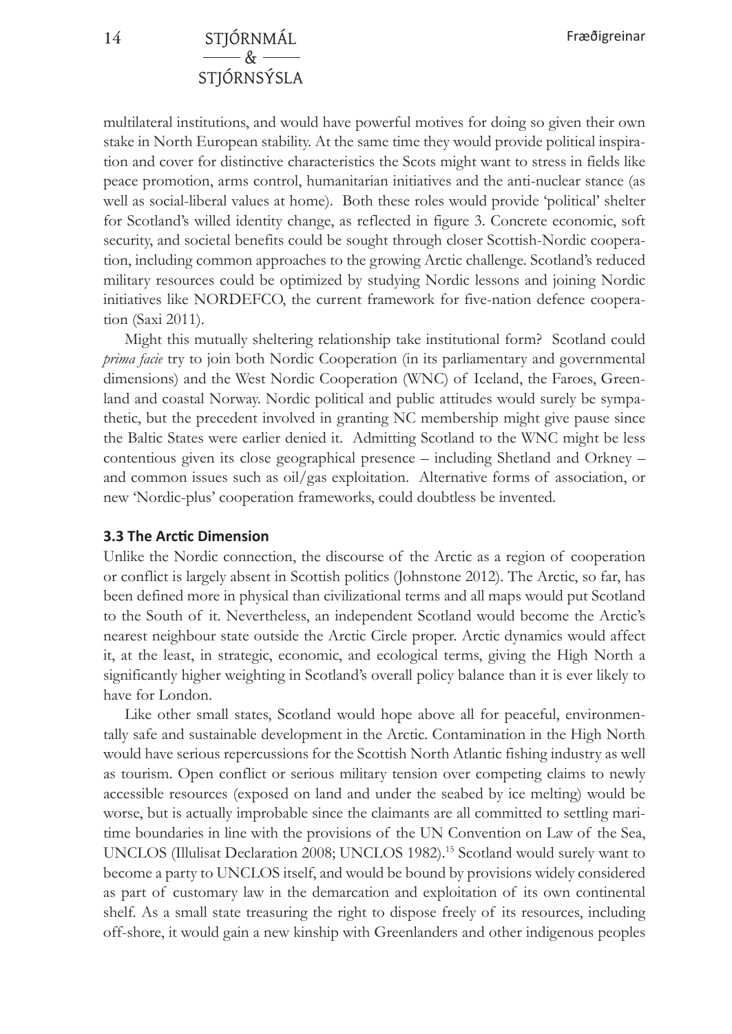multilateral institutions, and would have powerful motives for doing so given their own stake in North European stability. At the same time they would provide political inspiration and cover for distinctive characteristics the Scots might want to stress in fields like peace promotion, arms control, humanitarian initiatives and the anti-nuclear stance (as well as social-liberal values at home). Both these roles would provide 'political' shelter for Scotland's willed identity change, as reflected in figure 3. Concrete economic, soft security, and societal benefits could be sought through closer Scottish-Nordic cooperation, including common approaches to the growing Arctic challenge. Scotland's reduced military resources could be optimized by studying Nordic lessons and joining Nordic initiatives like NORDEFCO, the current framework for five-nation defence cooperation (Saxi 2011).

Might this mutually sheltering relationship take institutional form? Scotland could *prima facie* try to join both Nordic Cooperation (in its parliamentary and governmental dimensions) and the West Nordic Cooperation (WNC) of Iceland, the Faroes, Greenland and coastal Norway. Nordic political and public attitudes would surely be sympathetic, but the precedent involved in granting NC membership might give pause since the Baltic States were earlier denied it. Admitting Scotland to the WNC might be less contentious given its close geographical presence – including Shetland and Orkney – and common issues such as oil/gas exploitation. Alternative forms of association, or new 'Nordic-plus' cooperation frameworks, could doubtless be invented.

### 3.3 The Arctic Dimension

Unlike the Nordic connection, the discourse of the Arctic as a region of cooperation or conflict is largely absent in Scottish politics (Johnstone 2012). The Arctic, so far, has been defined more in physical than civilizational terms and all maps would put Scotland to the South of it. Nevertheless, an independent Scotland would become the Arctic's nearest neighbour state outside the Arctic Circle proper. Arctic dynamics would affect it, at the least, in strategic, economic, and ecological terms, giving the High North a significantly higher weighting in Scotland's overall policy balance than it is ever likely to have for London.

Like other small states, Scotland would hope above all for peaceful, environmentally safe and sustainable development in the Arctic. Contamination in the High North would have serious repercussions for the Scottish North Atlantic fishing industry as well as tourism. Open conflict or serious military tension over competing claims to newly accessible resources (exposed on land and under the seabed by ice melting) would be worse, but is actually improbable since the claimants are all committed to settling maritime boundaries in line with the provisions of the UN Convention on Law of the Sea, UNCLOS (Illulisat Declaration 2008; UNCLOS 1982).[15] Scotland would surely want to become a party to UNCLOS itself, and would be bound by provisions widely considered as part of customary law in the demarcation and exploitation of its own continental shelf. As a small state treasuring the right to dispose freely of its resources, including off-shore, it would gain a new kinship with Greenlanders and other indigenous peoples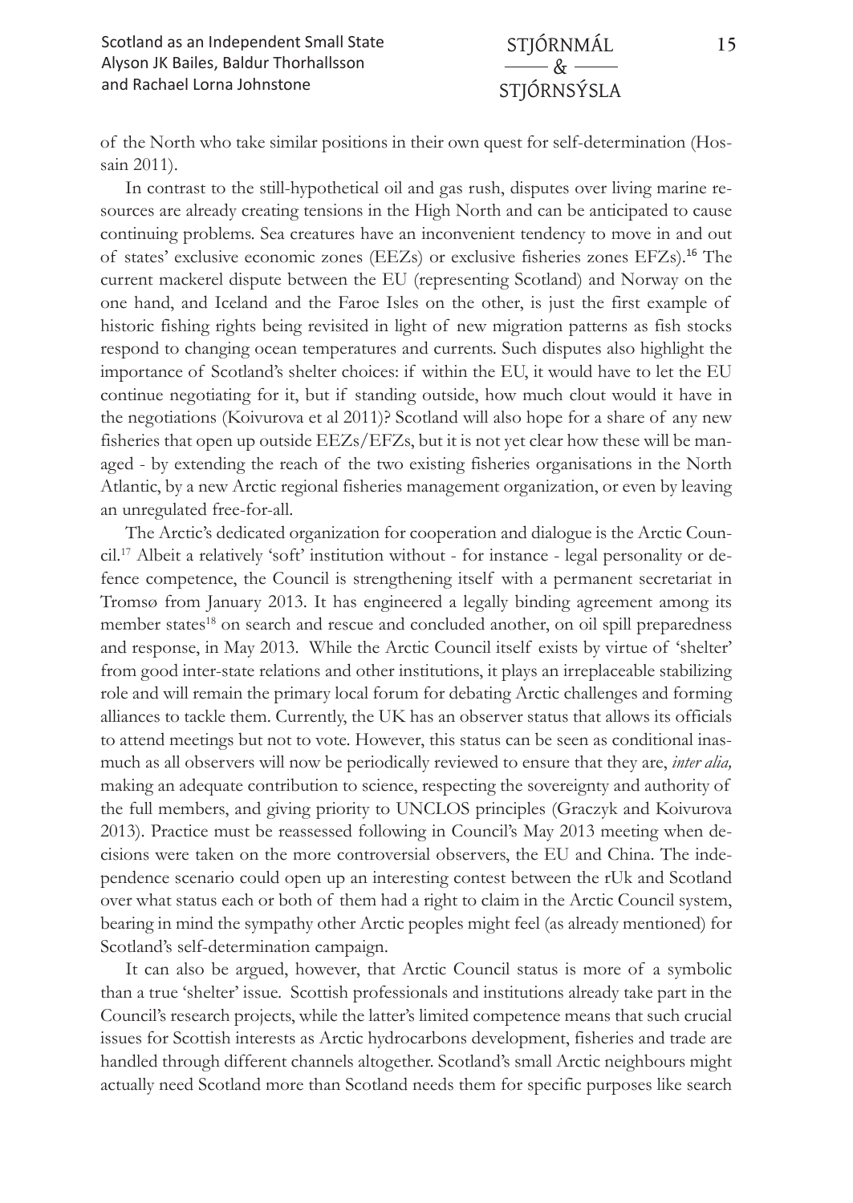of the North who take similar positions in their own quest for self-determination (Hossain 2011).

In contrast to the still-hypothetical oil and gas rush, disputes over living marine resources are already creating tensions in the High North and can be anticipated to cause continuing problems. Sea creatures have an inconvenient tendency to move in and out of states' exclusive economic zones (EEZs) or exclusive fisheries zones EFZs).[16] The current mackerel dispute between the EU (representing Scotland) and Norway on the one hand, and Iceland and the Faroe Isles on the other, is just the first example of historic fishing rights being revisited in light of new migration patterns as fish stocks respond to changing ocean temperatures and currents. Such disputes also highlight the importance of Scotland's shelter choices: if within the EU, it would have to let the EU continue negotiating for it, but if standing outside, how much clout would it have in the negotiations (Koivurova et al 2011)? Scotland will also hope for a share of any new fisheries that open up outside EEZs/EFZs, but it is not yet clear how these will be managed - by extending the reach of the two existing fisheries organisations in the North Atlantic, by a new Arctic regional fisheries management organization, or even by leaving an unregulated free-for-all.

The Arctic's dedicated organization for cooperation and dialogue is the Arctic Council.[17] Albeit a relatively 'soft' institution without - for instance - legal personality or defence competence, the Council is strengthening itself with a permanent secretariat in Tromsø from January 2013. It has engineered a legally binding agreement among its member states[18] on search and rescue and concluded another, on oil spill preparedness and response, in May 2013. While the Arctic Council itself exists by virtue of 'shelter' from good inter-state relations and other institutions, it plays an irreplaceable stabilizing role and will remain the primary local forum for debating Arctic challenges and forming alliances to tackle them. Currently, the UK has an observer status that allows its officials to attend meetings but not to vote. However, this status can be seen as conditional inasmuch as all observers will now be periodically reviewed to ensure that they are, *inter alia,* making an adequate contribution to science, respecting the sovereignty and authority of the full members, and giving priority to UNCLOS principles (Graczyk and Koivurova 2013). Practice must be reassessed following in Council's May 2013 meeting when decisions were taken on the more controversial observers, the EU and China. The independence scenario could open up an interesting contest between the rUk and Scotland over what status each or both of them had a right to claim in the Arctic Council system, bearing in mind the sympathy other Arctic peoples might feel (as already mentioned) for Scotland's self-determination campaign.

It can also be argued, however, that Arctic Council status is more of a symbolic than a true 'shelter' issue. Scottish professionals and institutions already take part in the Council's research projects, while the latter's limited competence means that such crucial issues for Scottish interests as Arctic hydrocarbons development, fisheries and trade are handled through different channels altogether. Scotland's small Arctic neighbours might actually need Scotland more than Scotland needs them for specific purposes like search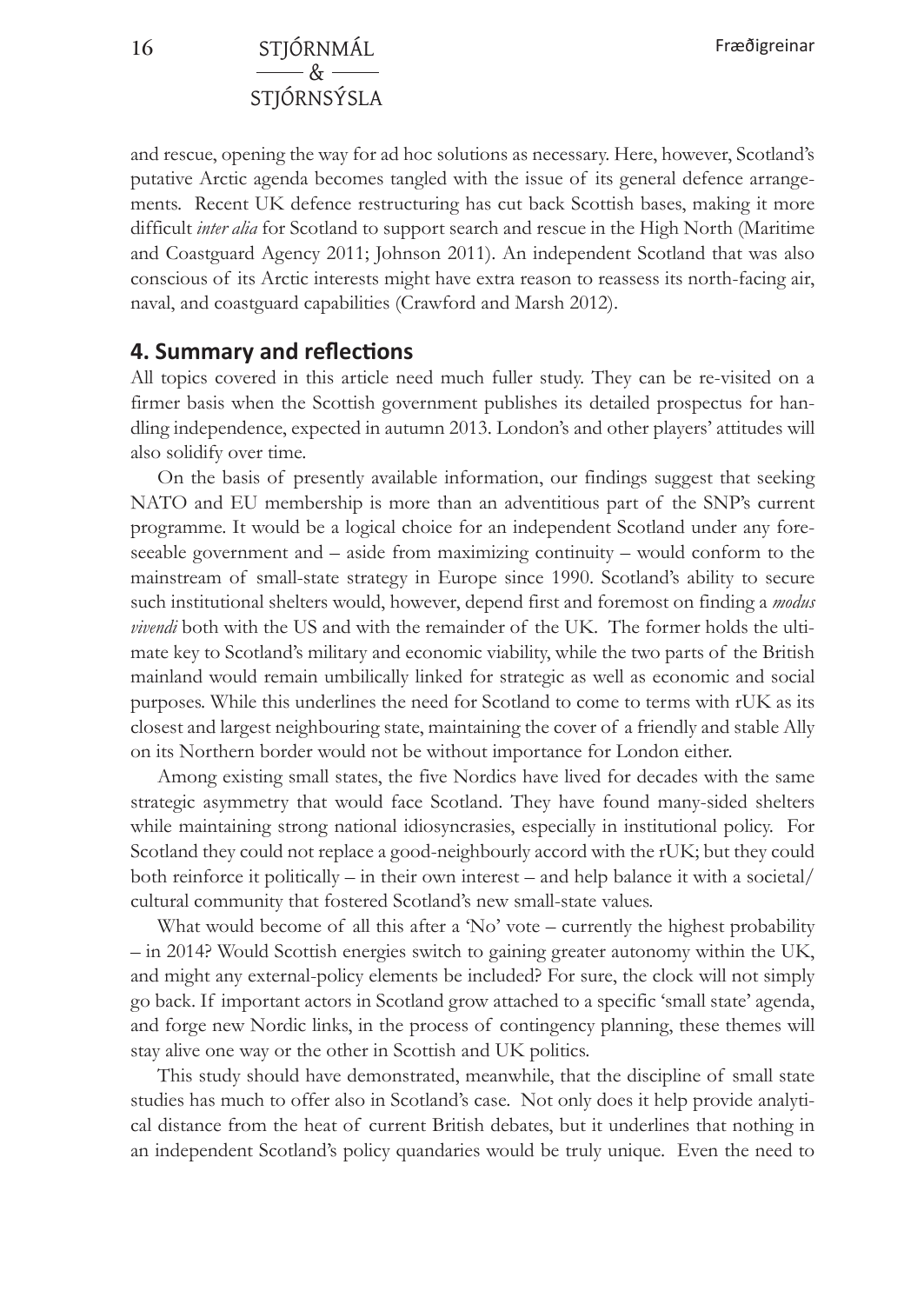and rescue, opening the way for ad hoc solutions as necessary. Here, however, Scotland's putative Arctic agenda becomes tangled with the issue of its general defence arrangements. Recent UK defence restructuring has cut back Scottish bases, making it more difficult *inter alia* for Scotland to support search and rescue in the High North (Maritime and Coastguard Agency 2011; Johnson 2011). An independent Scotland that was also conscious of its Arctic interests might have extra reason to reassess its north-facing air, naval, and coastguard capabilities (Crawford and Marsh 2012).

## 4. Summary and reflections

All topics covered in this article need much fuller study. They can be re-visited on a firmer basis when the Scottish government publishes its detailed prospectus for handling independence, expected in autumn 2013. London's and other players' attitudes will also solidify over time.

On the basis of presently available information, our findings suggest that seeking NATO and EU membership is more than an adventitious part of the SNP's current programme. It would be a logical choice for an independent Scotland under any foreseeable government and – aside from maximizing continuity – would conform to the mainstream of small-state strategy in Europe since 1990. Scotland's ability to secure such institutional shelters would, however, depend first and foremost on finding a *modus vivendi* both with the US and with the remainder of the UK. The former holds the ultimate key to Scotland's military and economic viability, while the two parts of the British mainland would remain umbilically linked for strategic as well as economic and social purposes. While this underlines the need for Scotland to come to terms with rUK as its closest and largest neighbouring state, maintaining the cover of a friendly and stable Ally on its Northern border would not be without importance for London either.

Among existing small states, the five Nordics have lived for decades with the same strategic asymmetry that would face Scotland. They have found many-sided shelters while maintaining strong national idiosyncrasies, especially in institutional policy. For Scotland they could not replace a good-neighbourly accord with the rUK; but they could both reinforce it politically – in their own interest – and help balance it with a societal/cultural community that fostered Scotland's new small-state values.

What would become of all this after a 'No' vote – currently the highest probability – in 2014? Would Scottish energies switch to gaining greater autonomy within the UK, and might any external-policy elements be included? For sure, the clock will not simply go back. If important actors in Scotland grow attached to a specific 'small state' agenda, and forge new Nordic links, in the process of contingency planning, these themes will stay alive one way or the other in Scottish and UK politics.

This study should have demonstrated, meanwhile, that the discipline of small state studies has much to offer also in Scotland's case. Not only does it help provide analytical distance from the heat of current British debates, but it underlines that nothing in an independent Scotland's policy quandaries would be truly unique. Even the need to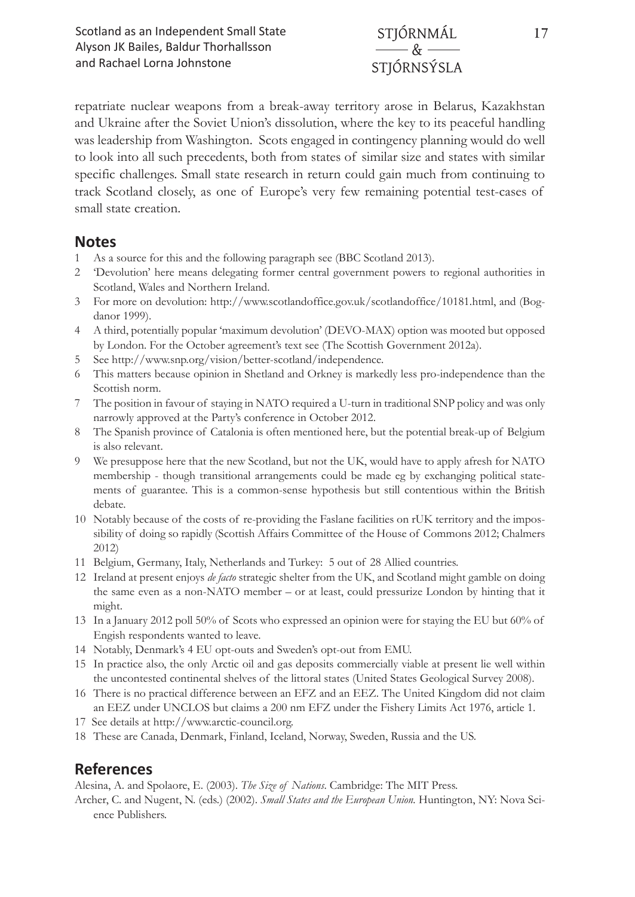repatriate nuclear weapons from a break-away territory arose in Belarus, Kazakhstan and Ukraine after the Soviet Union's dissolution, where the key to its peaceful handling was leadership from Washington. Scots engaged in contingency planning would do well to look into all such precedents, both from states of similar size and states with similar specific challenges. Small state research in return could gain much from continuing to track Scotland closely, as one of Europe's very few remaining potential test-cases of small state creation.

## Notes

1 As a source for this and the following paragraph see (BBC Scotland 2013).
2 'Devolution' here means delegating former central government powers to regional authorities in Scotland, Wales and Northern Ireland.
3 For more on devolution: http://www.scotlandoffice.gov.uk/scotlandoffice/10181.html, and (Bogdanor 1999).
4 A third, potentially popular 'maximum devolution' (DEVO-MAX) option was mooted but opposed by London. For the October agreement's text see (The Scottish Government 2012a).
5 See http://www.snp.org/vision/better-scotland/independence.
6 This matters because opinion in Shetland and Orkney is markedly less pro-independence than the Scottish norm.
7 The position in favour of staying in NATO required a U-turn in traditional SNP policy and was only narrowly approved at the Party's conference in October 2012.
8 The Spanish province of Catalonia is often mentioned here, but the potential break-up of Belgium is also relevant.
9 We presuppose here that the new Scotland, but not the UK, would have to apply afresh for NATO membership - though transitional arrangements could be made eg by exchanging political statements of guarantee. This is a common-sense hypothesis but still contentious within the British debate.
10 Notably because of the costs of re-providing the Faslane facilities on rUK territory and the impossibility of doing so rapidly (Scottish Affairs Committee of the House of Commons 2012; Chalmers 2012)
11 Belgium, Germany, Italy, Netherlands and Turkey: 5 out of 28 Allied countries.
12 Ireland at present enjoys *de facto* strategic shelter from the UK, and Scotland might gamble on doing the same even as a non-NATO member – or at least, could pressurize London by hinting that it might.
13 In a January 2012 poll 50% of Scots who expressed an opinion were for staying the EU but 60% of Engish respondents wanted to leave.
14 Notably, Denmark's 4 EU opt-outs and Sweden's opt-out from EMU.
15 In practice also, the only Arctic oil and gas deposits commercially viable at present lie well within the uncontested continental shelves of the littoral states (United States Geological Survey 2008).
16 There is no practical difference between an EFZ and an EEZ. The United Kingdom did not claim an EEZ under UNCLOS but claims a 200 nm EFZ under the Fishery Limits Act 1976, article 1.
17 See details at http://www.arctic-council.org.
18 These are Canada, Denmark, Finland, Iceland, Norway, Sweden, Russia and the US.

## References

Alesina, A. and Spolaore, E. (2003). *The Size of Nations*. Cambridge: The MIT Press.

Archer, C. and Nugent, N. (eds.) (2002). *Small States and the European Union.* Huntington, NY: Nova Science Publishers.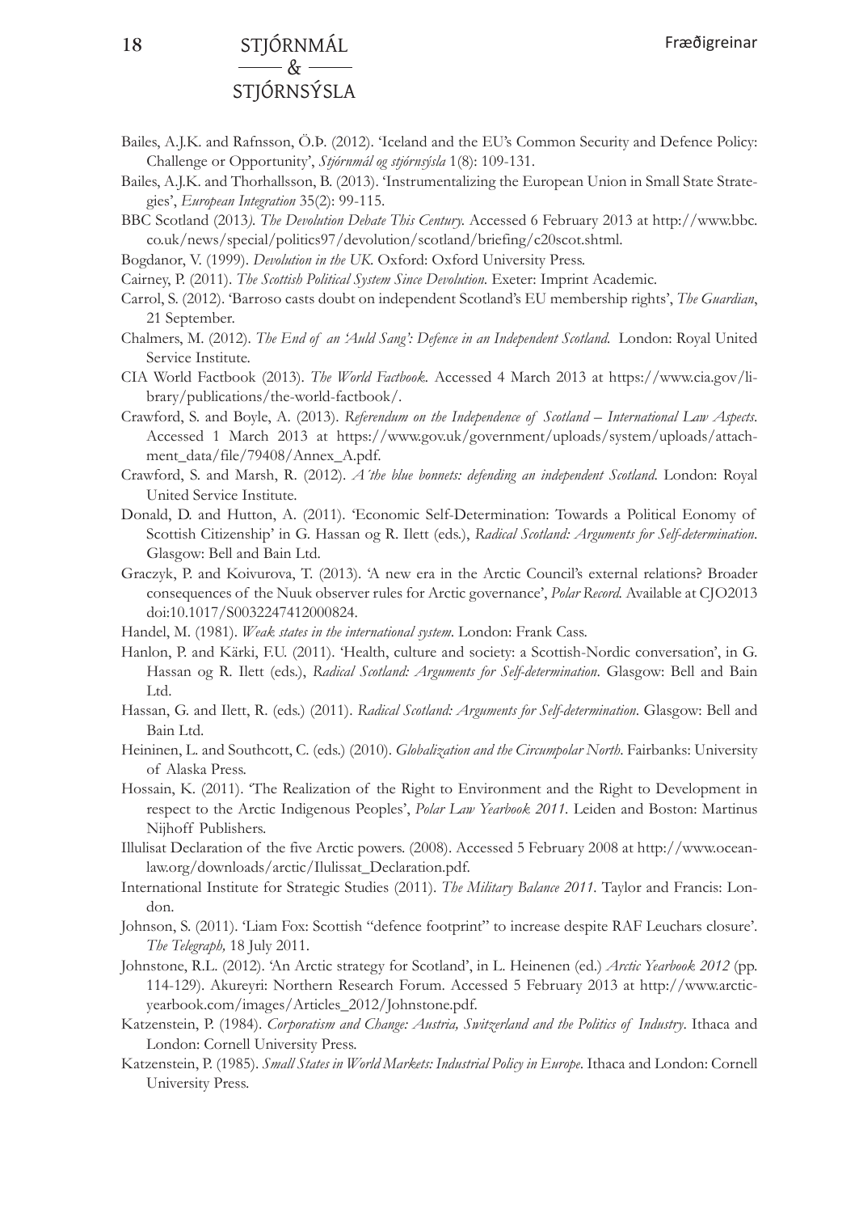Bailes, A.J.K. and Rafnsson, Ö.Þ. (2012). 'Iceland and the EU's Common Security and Defence Policy: Challenge or Opportunity', *Stjórnmál og stjórnsýsla* 1(8): 109-131.

Bailes, A.J.K. and Thorhallsson, B. (2013). 'Instrumentalizing the European Union in Small State Strategies', *European Integration* 35(2): 99-115.

BBC Scotland (2013*). The Devolution Debate This Century.* Accessed 6 February 2013 at http://www.bbc.co.uk/news/special/politics97/devolution/scotland/briefing/c20scot.shtml.

Bogdanor, V. (1999). *Devolution in the UK*. Oxford: Oxford University Press.

Cairney, P. (2011). *The Scottish Political System Since Devolution*. Exeter: Imprint Academic.

Carrol, S. (2012). 'Barroso casts doubt on independent Scotland's EU membership rights', *The Guardian*, 21 September.

Chalmers, M. (2012). *The End of an 'Auld Sang': Defence in an Independent Scotland*. London: Royal United Service Institute.

CIA World Factbook (2013). *The World Factbook*. Accessed 4 March 2013 at https://www.cia.gov/library/publications/the-world-factbook/.

Crawford, S. and Boyle, A. (2013). *Referendum on the Independence of Scotland – International Law Aspects*. Accessed 1 March 2013 at https://www.gov.uk/government/uploads/system/uploads/attachment_data/file/79408/Annex_A.pdf.

Crawford, S. and Marsh, R. (2012). *A'the blue bonnets: defending an independent Scotland*. London: Royal United Service Institute.

Donald, D. and Hutton, A. (2011). 'Economic Self-Determination: Towards a Political Eonomy of Scottish Citizenship' in G. Hassan og R. Ilett (eds.), *Radical Scotland: Arguments for Self-determination*. Glasgow: Bell and Bain Ltd.

Graczyk, P. and Koivurova, T. (2013). 'A new era in the Arctic Council's external relations? Broader consequences of the Nuuk observer rules for Arctic governance', *Polar Record.* Available at CJO2013 doi:10.1017/S0032247412000824.

Handel, M. (1981). *Weak states in the international system*. London: Frank Cass.

Hanlon, P. and Kärki, F.U. (2011). 'Health, culture and society: a Scottish-Nordic conversation', in G. Hassan og R. Ilett (eds.), *Radical Scotland: Arguments for Self-determination*. Glasgow: Bell and Bain Ltd.

Hassan, G. and Ilett, R. (eds.) (2011). *Radical Scotland: Arguments for Self-determination*. Glasgow: Bell and Bain Ltd.

Heininen, L. and Southcott, C. (eds.) (2010). *Globalization and the Circumpolar North*. Fairbanks: University of Alaska Press.

Hossain, K. (2011). 'The Realization of the Right to Environment and the Right to Development in respect to the Arctic Indigenous Peoples', *Polar Law Yearbook 2011*. Leiden and Boston: Martinus Nijhoff Publishers.

Illulisat Declaration of the five Arctic powers. (2008). Accessed 5 February 2008 at http://www.oceanlaw.org/downloads/arctic/Ilulissat_Declaration.pdf.

International Institute for Strategic Studies (2011). *The Military Balance 2011*. Taylor and Francis: London.

Johnson, S. (2011). 'Liam Fox: Scottish "defence footprint" to increase despite RAF Leuchars closure'. *The Telegraph,* 18 July 2011.

Johnstone, R.L. (2012). 'An Arctic strategy for Scotland', in L. Heinenen (ed.) *Arctic Yearbook 2012* (pp. 114-129). Akureyri: Northern Research Forum. Accessed 5 February 2013 at http://www.arcticyearbook.com/images/Articles_2012/Johnstone.pdf.

Katzenstein, P. (1984). *Corporatism and Change: Austria, Switzerland and the Politics of Industry*. Ithaca and London: Cornell University Press.

Katzenstein, P. (1985). *Small States in World Markets: Industrial Policy in Europe*. Ithaca and London: Cornell University Press.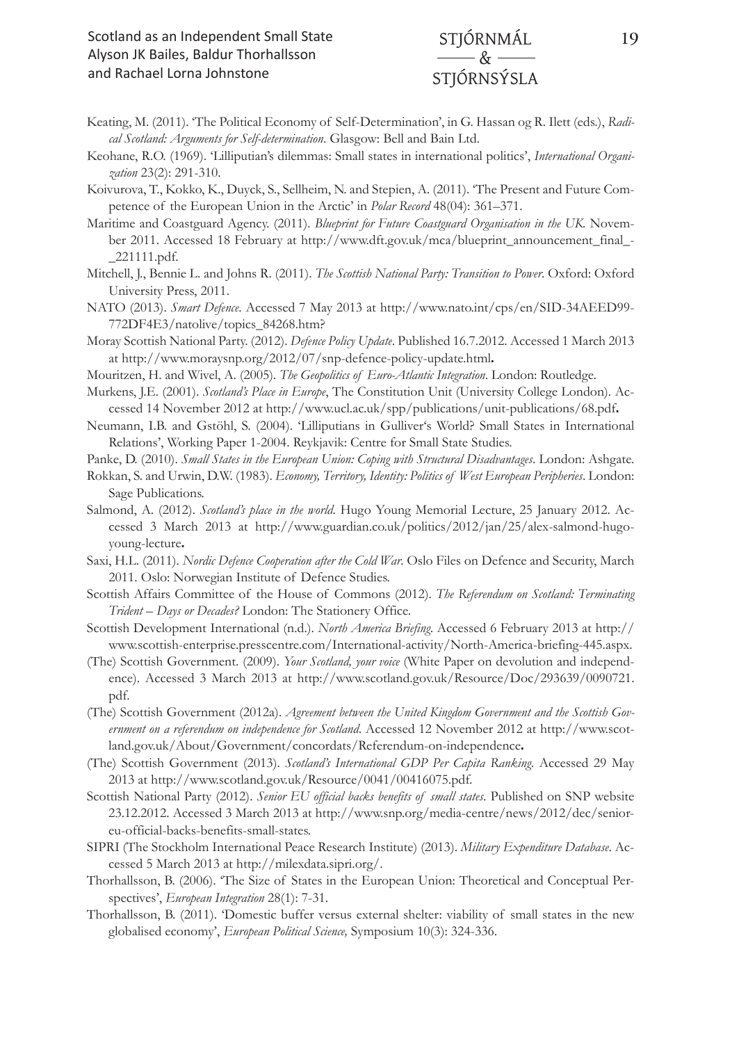Keating, M. (2011). 'The Political Economy of Self-Determination', in G. Hassan og R. Ilett (eds.), *Radical Scotland: Arguments for Self-determination*. Glasgow: Bell and Bain Ltd.

Keohane, R.O. (1969). 'Lilliputian's dilemmas: Small states in international politics', *International Organization* 23(2): 291-310.

Koivurova, T., Kokko, K., Duyck, S., Sellheim, N. and Stepien, A. (2011). 'The Present and Future Competence of the European Union in the Arctic' in *Polar Record* 48(04): 361–371.

Maritime and Coastguard Agency. (2011). *Blueprint for Future Coastguard Organisation in the UK*. November 2011. Accessed 18 February at http://www.dft.gov.uk/mca/blueprint_announcement_final_-_221111.pdf.

Mitchell, J., Bennie L. and Johns R. (2011). *The Scottish National Party: Transition to Power*. Oxford: Oxford University Press, 2011.

NATO (2013). *Smart Defence*. Accessed 7 May 2013 at http://www.nato.int/cps/en/SID-34AEED99-772DF4E3/natolive/topics_84268.htm?

Moray Scottish National Party. (2012). *Defence Policy Update*. Published 16.7.2012. Accessed 1 March 2013 at http://www.moraysnp.org/2012/07/snp-defence-policy-update.html**.**

Mouritzen, H. and Wivel, A. (2005). *The Geopolitics of Euro-Atlantic Integration*. London: Routledge.

Murkens, J.E. (2001). *Scotland's Place in Europe*, The Constitution Unit (University College London). Accessed 14 November 2012 at http://www.ucl.ac.uk/spp/publications/unit-publications/68.pdf**.**

Neumann, I.B. and Gstöhl, S. (2004). 'Lilliputians in Gulliver's World? Small States in International Relations', Working Paper 1-2004. Reykjavik: Centre for Small State Studies.

Panke, D. (2010). *Small States in the European Union: Coping with Structural Disadvantages*. London: Ashgate.

Rokkan, S. and Urwin, D.W. (1983). *Economy, Territory, Identity: Politics of West European Peripheries*. London: Sage Publications.

Salmond, A. (2012). *Scotland's place in the world*. Hugo Young Memorial Lecture, 25 January 2012. Accessed 3 March 2013 at http://www.guardian.co.uk/politics/2012/jan/25/alex-salmond-hugo-young-lecture**.**

Saxi, H.L. (2011). *Nordic Defence Cooperation after the Cold War*. Oslo Files on Defence and Security, March 2011. Oslo: Norwegian Institute of Defence Studies.

Scottish Affairs Committee of the House of Commons (2012). *The Referendum on Scotland: Terminating Trident – Days or Decades?* London: The Stationery Office.

Scottish Development International (n.d.). *North America Briefing*. Accessed 6 February 2013 at http://www.scottish-enterprise.presscentre.com/International-activity/North-America-briefing-445.aspx.

(The) Scottish Government. (2009). *Your Scotland, your voice* (White Paper on devolution and independence). Accessed 3 March 2013 at http://www.scotland.gov.uk/Resource/Doc/293639/0090721.pdf.

(The) Scottish Government (2012a). *Agreement between the United Kingdom Government and the Scottish Government on a referendum on independence for Scotland*. Accessed 12 November 2012 at http://www.scotland.gov.uk/About/Government/concordats/Referendum-on-independence**.**

(The) Scottish Government (2013). *Scotland's International GDP Per Capita Ranking*. Accessed 29 May 2013 at http://www.scotland.gov.uk/Resource/0041/00416075.pdf.

Scottish National Party (2012). *Senior EU official backs benefits of small states*. Published on SNP website 23.12.2012. Accessed 3 March 2013 at http://www.snp.org/media-centre/news/2012/dec/senior-eu-official-backs-benefits-small-states.

SIPRI (The Stockholm International Peace Research Institute) (2013). *Military Expenditure Database*. Accessed 5 March 2013 at http://milexdata.sipri.org/.

Thorhallsson, B. (2006). 'The Size of States in the European Union: Theoretical and Conceptual Perspectives', *European Integration* 28(1): 7-31.

Thorhallsson, B. (2011). 'Domestic buffer versus external shelter: viability of small states in the new globalised economy', *European Political Science,* Symposium 10(3): 324-336.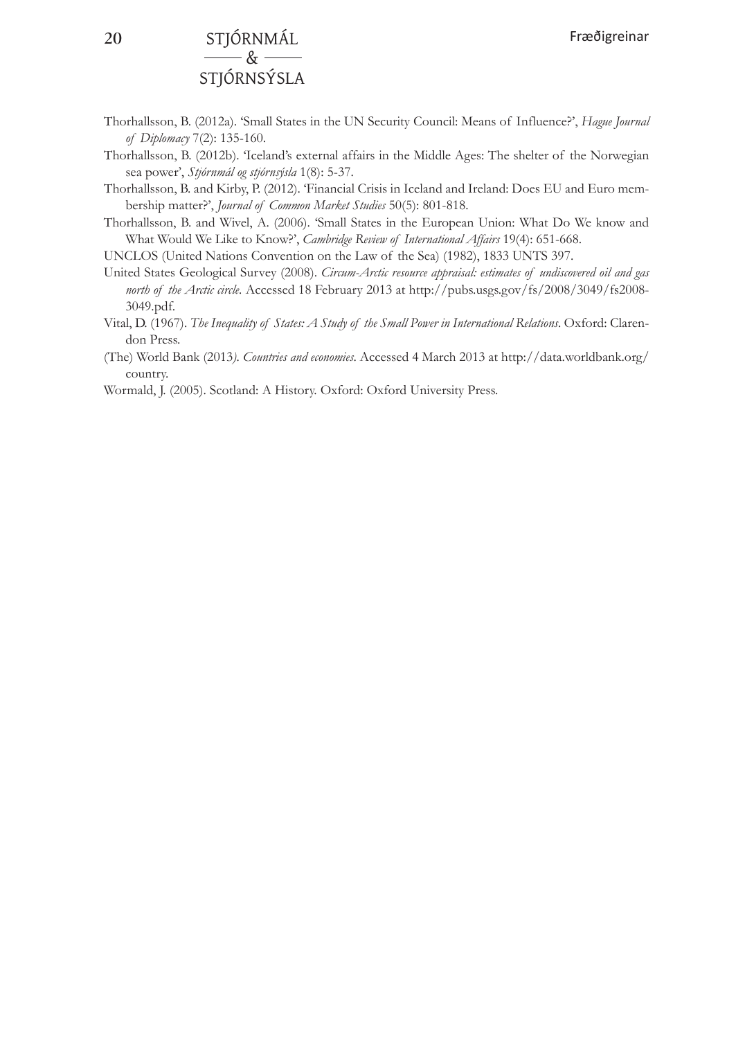Thorhallsson, B. (2012a). 'Small States in the UN Security Council: Means of Influence?', *Hague Journal of Diplomacy* 7(2): 135-160.

Thorhallsson, B. (2012b). 'Iceland's external affairs in the Middle Ages: The shelter of the Norwegian sea power', *Stjórnmál og stjórnsýsla* 1(8): 5-37.

Thorhallsson, B. and Kirby, P. (2012). 'Financial Crisis in Iceland and Ireland: Does EU and Euro membership matter?', *Journal of Common Market Studies* 50(5): 801-818.

Thorhallsson, B. and Wivel, A. (2006). 'Small States in the European Union: What Do We know and What Would We Like to Know?', *Cambridge Review of International Affairs* 19(4): 651-668.

UNCLOS (United Nations Convention on the Law of the Sea) (1982), 1833 UNTS 397.

United States Geological Survey (2008). *Circum-Arctic resource appraisal: estimates of undiscovered oil and gas north of the Arctic circle*. Accessed 18 February 2013 at http://pubs.usgs.gov/fs/2008/3049/fs2008-3049.pdf.

Vital, D. (1967). *The Inequality of States: A Study of the Small Power in International Relations*. Oxford: Clarendon Press.

(The) World Bank (2013). *Countries and economies*. Accessed 4 March 2013 at http://data.worldbank.org/country.

Wormald, J. (2005). Scotland: A History. Oxford: Oxford University Press.